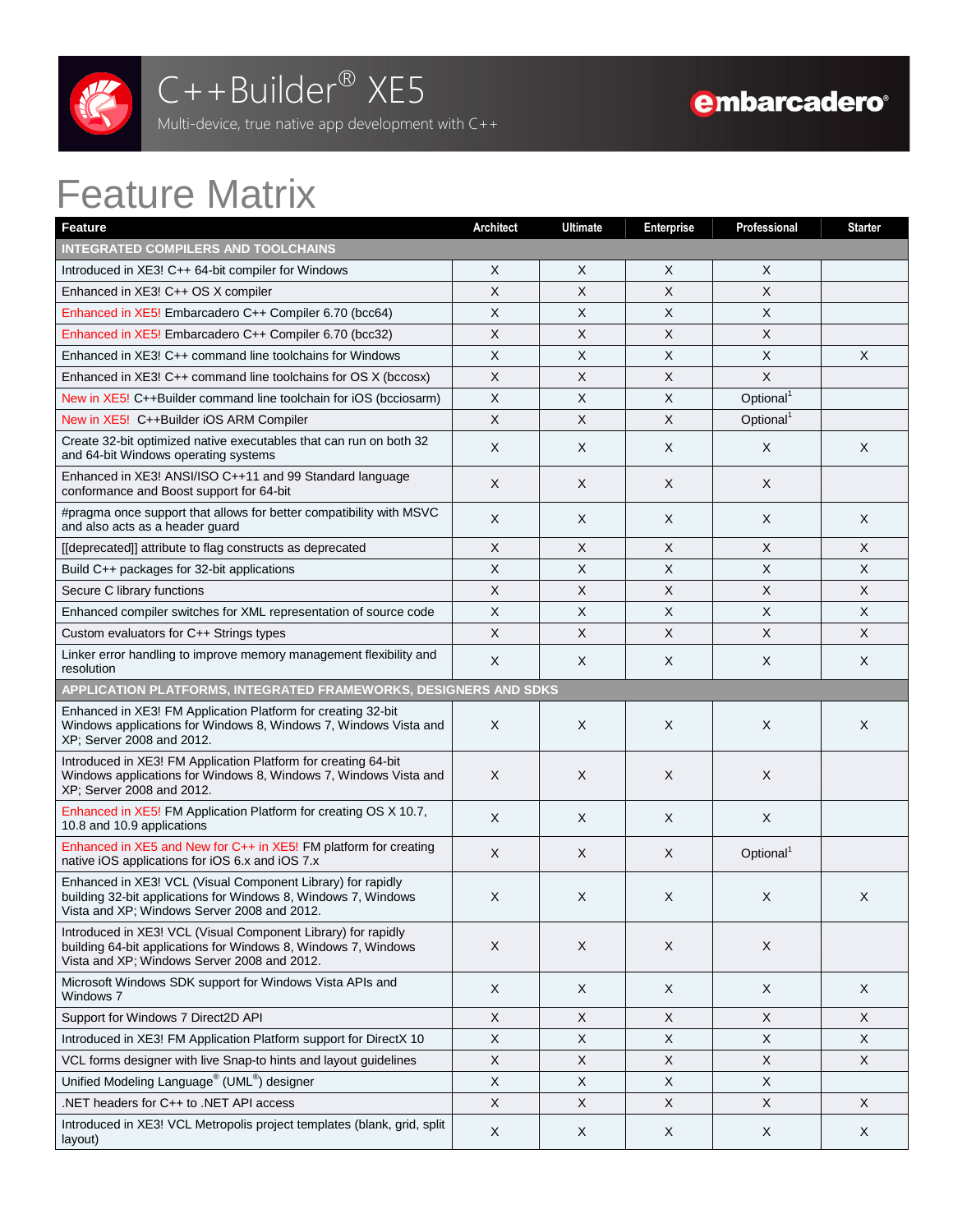# C++Builder® XE5

Multi-device, true native app development with C++

embarcadero®

# Feature Matrix

| Feature | Architect | Ultimate | Enterprise | Professional | Starter |
|---|---|---|---|---|---|
| **INTEGRATED COMPILERS AND TOOLCHAINS** | | | | | |
| Introduced in XE3! C++ 64-bit compiler for Windows | X | X | X | X | |
| Enhanced in XE3! C++ OS X compiler | X | X | X | X | |
| Enhanced in XE5! Embarcadero C++ Compiler 6.70 (bcc64) | X | X | X | X | |
| Enhanced in XE5! Embarcadero C++ Compiler 6.70 (bcc32) | X | X | X | X | |
| Enhanced in XE3! C++ command line toolchains for Windows | X | X | X | X | X |
| Enhanced in XE3! C++ command line toolchains for OS X (bccosx) | X | X | X | X | |
| New in XE5! C++Builder command line toolchain for iOS (bcciosarm) | X | X | X | Optional[1] | |
| New in XE5! C++Builder iOS ARM Compiler | X | X | X | Optional[1] | |
| Create 32-bit optimized native executables that can run on both 32 and 64-bit Windows operating systems | X | X | X | X | X |
| Enhanced in XE3! ANSI/ISO C++11 and 99 Standard language conformance and Boost support for 64-bit | X | X | X | X | |
| #pragma once support that allows for better compatibility with MSVC and also acts as a header guard | X | X | X | X | X |
| [[deprecated]] attribute to flag constructs as deprecated | X | X | X | X | X |
| Build C++ packages for 32-bit applications | X | X | X | X | X |
| Secure C library functions | X | X | X | X | X |
| Enhanced compiler switches for XML representation of source code | X | X | X | X | X |
| Custom evaluators for C++ Strings types | X | X | X | X | X |
| Linker error handling to improve memory management flexibility and resolution | X | X | X | X | X |
| **APPLICATION PLATFORMS, INTEGRATED FRAMEWORKS, DESIGNERS AND SDKS** | | | | | |
| Enhanced in XE3! FM Application Platform for creating 32-bit Windows applications for Windows 8, Windows 7, Windows Vista and XP; Server 2008 and 2012. | X | X | X | X | X |
| Introduced in XE3! FM Application Platform for creating 64-bit Windows applications for Windows 8, Windows 7, Windows Vista and XP; Server 2008 and 2012. | X | X | X | X | |
| Enhanced in XE5! FM Application Platform for creating OS X 10.7, 10.8 and 10.9 applications | X | X | X | X | |
| Enhanced in XE5 and New for C++ in XE5! FM platform for creating native iOS applications for iOS 6.x and iOS 7.x | X | X | X | Optional[1] | |
| Enhanced in XE3! VCL (Visual Component Library) for rapidly building 32-bit applications for Windows 8, Windows 7, Windows Vista and XP; Windows Server 2008 and 2012. | X | X | X | X | X |
| Introduced in XE3! VCL (Visual Component Library) for rapidly building 64-bit applications for Windows 8, Windows 7, Windows Vista and XP; Windows Server 2008 and 2012. | X | X | X | X | |
| Microsoft Windows SDK support for Windows Vista APIs and Windows 7 | X | X | X | X | X |
| Support for Windows 7 Direct2D API | X | X | X | X | X |
| Introduced in XE3! FM Application Platform support for DirectX 10 | X | X | X | X | X |
| VCL forms designer with live Snap-to hints and layout guidelines | X | X | X | X | X |
| Unified Modeling Language® (UML®) designer | X | X | X | X | |
| .NET headers for C++ to .NET API access | X | X | X | X | X |
| Introduced in XE3! VCL Metropolis project templates (blank, grid, split layout) | X | X | X | X | X |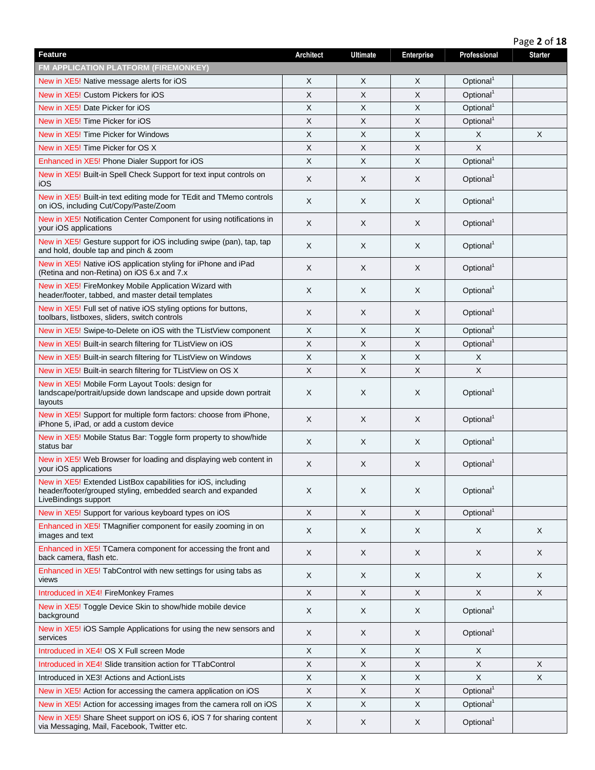| Feature | Architect | Ultimate | Enterprise | Professional | Starter |
| --- | --- | --- | --- | --- | --- |
| **FM APPLICATION PLATFORM (FIREMONKEY)** | | | | | |
| New in XE5! Native message alerts for iOS | X | X | X | Optional[1] | |
| New in XE5! Custom Pickers for iOS | X | X | X | Optional[1] | |
| New in XE5! Date Picker for iOS | X | X | X | Optional[1] | |
| New in XE5! Time Picker for iOS | X | X | X | Optional[1] | |
| New in XE5! Time Picker for Windows | X | X | X | X | X |
| New in XE5! Time Picker for OS X | X | X | X | X | |
| Enhanced in XE5! Phone Dialer Support for iOS | X | X | X | Optional[1] | |
| New in XE5! Built-in Spell Check Support for text input controls on iOS | X | X | X | Optional[1] | |
| New in XE5! Built-in text editing mode for TEdit and TMemo controls on iOS, including Cut/Copy/Paste/Zoom | X | X | X | Optional[1] | |
| New in XE5! Notification Center Component for using notifications in your iOS applications | X | X | X | Optional[1] | |
| New in XE5! Gesture support for iOS including swipe (pan), tap, tap and hold, double tap and pinch & zoom | X | X | X | Optional[1] | |
| New in XE5! Native iOS application styling for iPhone and iPad (Retina and non-Retina) on iOS 6.x and 7.x | X | X | X | Optional[1] | |
| New in XE5! FireMonkey Mobile Application Wizard with header/footer, tabbed, and master detail templates | X | X | X | Optional[1] | |
| New in XE5! Full set of native iOS styling options for buttons, toolbars, listboxes, sliders, switch controls | X | X | X | Optional[1] | |
| New in XE5! Swipe-to-Delete on iOS with the TListView component | X | X | X | Optional[1] | |
| New in XE5! Built-in search filtering for TListView on iOS | X | X | X | Optional[1] | |
| New in XE5! Built-in search filtering for TListView on Windows | X | X | X | X | |
| New in XE5! Built-in search filtering for TListView on OS X | X | X | X | X | |
| New in XE5! Mobile Form Layout Tools: design for landscape/portrait/upside down landscape and upside down portrait layouts | X | X | X | Optional[1] | |
| New in XE5! Support for multiple form factors: choose from iPhone, iPhone 5, iPad, or add a custom device | X | X | X | Optional[1] | |
| New in XE5! Mobile Status Bar: Toggle form property to show/hide status bar | X | X | X | Optional[1] | |
| New in XE5! Web Browser for loading and displaying web content in your iOS applications | X | X | X | Optional[1] | |
| New in XE5! Extended ListBox capabilities for iOS, including header/footer/grouped styling, embedded search and expanded LiveBindings support | X | X | X | Optional[1] | |
| New in XE5! Support for various keyboard types on iOS | X | X | X | Optional[1] | |
| Enhanced in XE5! TMagnifier component for easily zooming in on images and text | X | X | X | X | X |
| Enhanced in XE5! TCamera component for accessing the front and back camera, flash etc. | X | X | X | X | X |
| Enhanced in XE5! TabControl with new settings for using tabs as views | X | X | X | X | X |
| Introduced in XE4! FireMonkey Frames | X | X | X | X | X |
| New in XE5! Toggle Device Skin to show/hide mobile device background | X | X | X | Optional[1] | |
| New in XE5! iOS Sample Applications for using the new sensors and services | X | X | X | Optional[1] | |
| Introduced in XE4! OS X Full screen Mode | X | X | X | X | |
| Introduced in XE4! Slide transition action for TTabControl | X | X | X | X | X |
| Introduced in XE3! Actions and ActionLists | X | X | X | X | X |
| New in XE5! Action for accessing the camera application on iOS | X | X | X | Optional[1] | |
| New in XE5! Action for accessing images from the camera roll on iOS | X | X | X | Optional[1] | |
| New in XE5! Share Sheet support on iOS 6, iOS 7 for sharing content via Messaging, Mail, Facebook, Twitter etc. | X | X | X | Optional[1] | |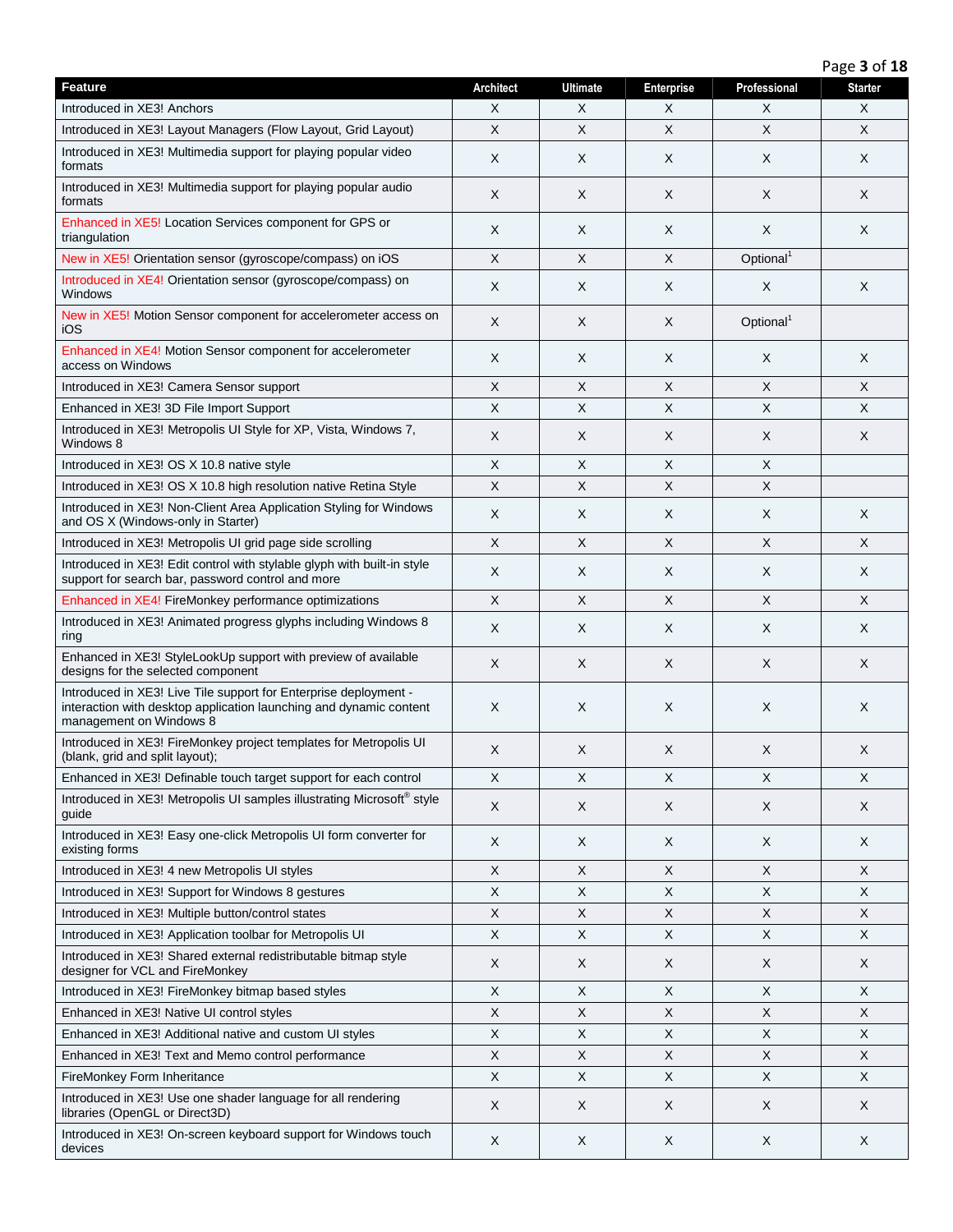| Feature | Architect | Ultimate | Enterprise | Professional | Starter |
|---|---|---|---|---|---|
| Introduced in XE3! Anchors | X | X | X | X | X |
| Introduced in XE3! Layout Managers (Flow Layout, Grid Layout) | X | X | X | X | X |
| Introduced in XE3! Multimedia support for playing popular video formats | X | X | X | X | X |
| Introduced in XE3! Multimedia support for playing popular audio formats | X | X | X | X | X |
| Enhanced in XE5! Location Services component for GPS or triangulation | X | X | X | X | X |
| New in XE5! Orientation sensor (gyroscope/compass) on iOS | X | X | X | Optional[1] | |
| Introduced in XE4! Orientation sensor (gyroscope/compass) on Windows | X | X | X | X | X |
| New in XE5! Motion Sensor component for accelerometer access on iOS | X | X | X | Optional[1] | |
| Enhanced in XE4! Motion Sensor component for accelerometer access on Windows | X | X | X | X | X |
| Introduced in XE3! Camera Sensor support | X | X | X | X | X |
| Enhanced in XE3! 3D File Import Support | X | X | X | X | X |
| Introduced in XE3! Metropolis UI Style for XP, Vista, Windows 7, Windows 8 | X | X | X | X | X |
| Introduced in XE3! OS X 10.8 native style | X | X | X | X | |
| Introduced in XE3! OS X 10.8 high resolution native Retina Style | X | X | X | X | |
| Introduced in XE3! Non-Client Area Application Styling for Windows and OS X (Windows-only in Starter) | X | X | X | X | X |
| Introduced in XE3! Metropolis UI grid page side scrolling | X | X | X | X | X |
| Introduced in XE3! Edit control with stylable glyph with built-in style support for search bar, password control and more | X | X | X | X | X |
| Enhanced in XE4! FireMonkey performance optimizations | X | X | X | X | X |
| Introduced in XE3! Animated progress glyphs including Windows 8 ring | X | X | X | X | X |
| Enhanced in XE3! StyleLookUp support with preview of available designs for the selected component | X | X | X | X | X |
| Introduced in XE3! Live Tile support for Enterprise deployment - interaction with desktop application launching and dynamic content management on Windows 8 | X | X | X | X | X |
| Introduced in XE3! FireMonkey project templates for Metropolis UI (blank, grid and split layout); | X | X | X | X | X |
| Enhanced in XE3! Definable touch target support for each control | X | X | X | X | X |
| Introduced in XE3! Metropolis UI samples illustrating Microsoft® style guide | X | X | X | X | X |
| Introduced in XE3! Easy one-click Metropolis UI form converter for existing forms | X | X | X | X | X |
| Introduced in XE3! 4 new Metropolis UI styles | X | X | X | X | X |
| Introduced in XE3! Support for Windows 8 gestures | X | X | X | X | X |
| Introduced in XE3! Multiple button/control states | X | X | X | X | X |
| Introduced in XE3! Application toolbar for Metropolis UI | X | X | X | X | X |
| Introduced in XE3! Shared external redistributable bitmap style designer for VCL and FireMonkey | X | X | X | X | X |
| Introduced in XE3! FireMonkey bitmap based styles | X | X | X | X | X |
| Enhanced in XE3! Native UI control styles | X | X | X | X | X |
| Enhanced in XE3! Additional native and custom UI styles | X | X | X | X | X |
| Enhanced in XE3! Text and Memo control performance | X | X | X | X | X |
| FireMonkey Form Inheritance | X | X | X | X | X |
| Introduced in XE3! Use one shader language for all rendering libraries (OpenGL or Direct3D) | X | X | X | X | X |
| Introduced in XE3! On-screen keyboard support for Windows touch devices | X | X | X | X | X |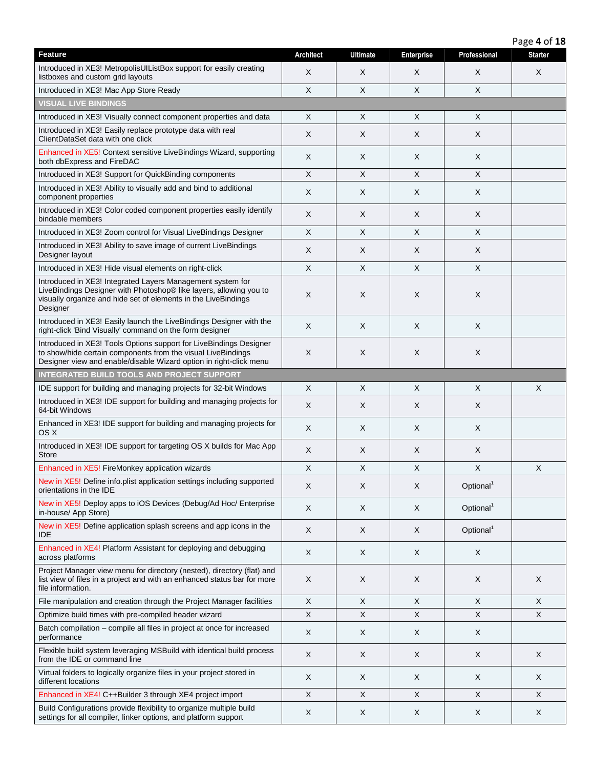| Feature | Architect | Ultimate | Enterprise | Professional | Starter |
|---|---|---|---|---|---|
| Introduced in XE3! MetropolisUIListBox support for easily creating listboxes and custom grid layouts | X | X | X | X | X |
| Introduced in XE3! Mac App Store Ready | X | X | X | X | |
| **VISUAL LIVE BINDINGS** | | | | | |
| Introduced in XE3! Visually connect component properties and data | X | X | X | X | |
| Introduced in XE3! Easily replace prototype data with real ClientDataSet data with one click | X | X | X | X | |
| Enhanced in XE5! Context sensitive LiveBindings Wizard, supporting both dbExpress and FireDAC | X | X | X | X | |
| Introduced in XE3! Support for QuickBinding components | X | X | X | X | |
| Introduced in XE3! Ability to visually add and bind to additional component properties | X | X | X | X | |
| Introduced in XE3! Color coded component properties easily identify bindable members | X | X | X | X | |
| Introduced in XE3! Zoom control for Visual LiveBindings Designer | X | X | X | X | |
| Introduced in XE3! Ability to save image of current LiveBindings Designer layout | X | X | X | X | |
| Introduced in XE3! Hide visual elements on right-click | X | X | X | X | |
| Introduced in XE3! Integrated Layers Management system for LiveBindings Designer with Photoshop® like layers, allowing you to visually organize and hide set of elements in the LiveBindings Designer | X | X | X | X | |
| Introduced in XE3! Easily launch the LiveBindings Designer with the right-click 'Bind Visually' command on the form designer | X | X | X | X | |
| Introduced in XE3! Tools Options support for LiveBindings Designer to show/hide certain components from the visual LiveBindings Designer view and enable/disable Wizard option in right-click menu | X | X | X | X | |
| **INTEGRATED BUILD TOOLS AND PROJECT SUPPORT** | | | | | |
| IDE support for building and managing projects for 32-bit Windows | X | X | X | X | X |
| Introduced in XE3! IDE support for building and managing projects for 64-bit Windows | X | X | X | X | |
| Enhanced in XE3! IDE support for building and managing projects for OS X | X | X | X | X | |
| Introduced in XE3! IDE support for targeting OS X builds for Mac App Store | X | X | X | X | |
| Enhanced in XE5! FireMonkey application wizards | X | X | X | X | X |
| New in XE5! Define info.plist application settings including supported orientations in the IDE | X | X | X | Optional[1] | |
| New in XE5! Deploy apps to iOS Devices (Debug/Ad Hoc/ Enterprise in-house/ App Store) | X | X | X | Optional[1] | |
| New in XE5! Define application splash screens and app icons in the IDE | X | X | X | Optional[1] | |
| Enhanced in XE4! Platform Assistant for deploying and debugging across platforms | X | X | X | X | |
| Project Manager view menu for directory (nested), directory (flat) and list view of files in a project and with an enhanced status bar for more file information. | X | X | X | X | X |
| File manipulation and creation through the Project Manager facilities | X | X | X | X | X |
| Optimize build times with pre-compiled header wizard | X | X | X | X | X |
| Batch compilation – compile all files in project at once for increased performance | X | X | X | X | |
| Flexible build system leveraging MSBuild with identical build process from the IDE or command line | X | X | X | X | X |
| Virtual folders to logically organize files in your project stored in different locations | X | X | X | X | X |
| Enhanced in XE4! C++Builder 3 through XE4 project import | X | X | X | X | X |
| Build Configurations provide flexibility to organize multiple build settings for all compiler, linker options, and platform support | X | X | X | X | X |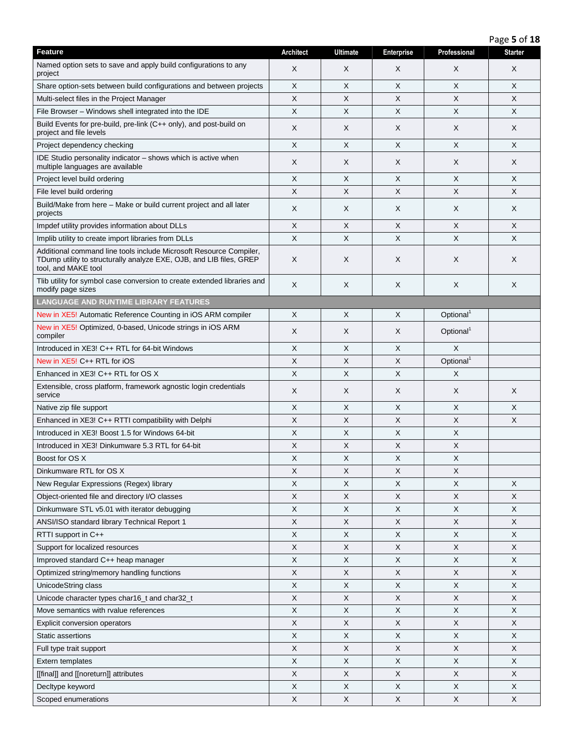| Feature | Architect | Ultimate | Enterprise | Professional | Starter |
| --- | --- | --- | --- | --- | --- |
| Named option sets to save and apply build configurations to any project | X | X | X | X | X |
| Share option-sets between build configurations and between projects | X | X | X | X | X |
| Multi-select files in the Project Manager | X | X | X | X | X |
| File Browser – Windows shell integrated into the IDE | X | X | X | X | X |
| Build Events for pre-build, pre-link (C++ only), and post-build on project and file levels | X | X | X | X | X |
| Project dependency checking | X | X | X | X | X |
| IDE Studio personality indicator – shows which is active when multiple languages are available | X | X | X | X | X |
| Project level build ordering | X | X | X | X | X |
| File level build ordering | X | X | X | X | X |
| Build/Make from here – Make or build current project and all later projects | X | X | X | X | X |
| Impdef utility provides information about DLLs | X | X | X | X | X |
| Implib utility to create import libraries from DLLs | X | X | X | X | X |
| Additional command line tools include Microsoft Resource Compiler, TDump utility to structurally analyze EXE, OJB, and LIB files, GREP tool, and MAKE tool | X | X | X | X | X |
| Tlib utility for symbol case conversion to create extended libraries and modify page sizes | X | X | X | X | X |
| **LANGUAGE AND RUNTIME LIBRARY FEATURES** | | | | | |
| New in XE5! Automatic Reference Counting in iOS ARM compiler | X | X | X | Optional[1] | |
| New in XE5! Optimized, 0-based, Unicode strings in iOS ARM compiler | X | X | X | Optional[1] | |
| Introduced in XE3! C++ RTL for 64-bit Windows | X | X | X | X | |
| New in XE5! C++ RTL for iOS | X | X | X | Optional[1] | |
| Enhanced in XE3! C++ RTL for OS X | X | X | X | X | |
| Extensible, cross platform, framework agnostic login credentials service | X | X | X | X | X |
| Native zip file support | X | X | X | X | X |
| Enhanced in XE3! C++ RTTI compatibility with Delphi | X | X | X | X | X |
| Introduced in XE3! Boost 1.5 for Windows 64-bit | X | X | X | X | |
| Introduced in XE3! Dinkumware 5.3 RTL for 64-bit | X | X | X | X | |
| Boost for OS X | X | X | X | X | |
| Dinkumware RTL for OS X | X | X | X | X | |
| New Regular Expressions (Regex) library | X | X | X | X | X |
| Object-oriented file and directory I/O classes | X | X | X | X | X |
| Dinkumware STL v5.01 with iterator debugging | X | X | X | X | X |
| ANSI/ISO standard library Technical Report 1 | X | X | X | X | X |
| RTTI support in C++ | X | X | X | X | X |
| Support for localized resources | X | X | X | X | X |
| Improved standard C++ heap manager | X | X | X | X | X |
| Optimized string/memory handling functions | X | X | X | X | X |
| UnicodeString class | X | X | X | X | X |
| Unicode character types char16_t and char32_t | X | X | X | X | X |
| Move semantics with rvalue references | X | X | X | X | X |
| Explicit conversion operators | X | X | X | X | X |
| Static assertions | X | X | X | X | X |
| Full type trait support | X | X | X | X | X |
| Extern templates | X | X | X | X | X |
| [[final]] and [[noreturn]] attributes | X | X | X | X | X |
| Decltype keyword | X | X | X | X | X |
| Scoped enumerations | X | X | X | X | X |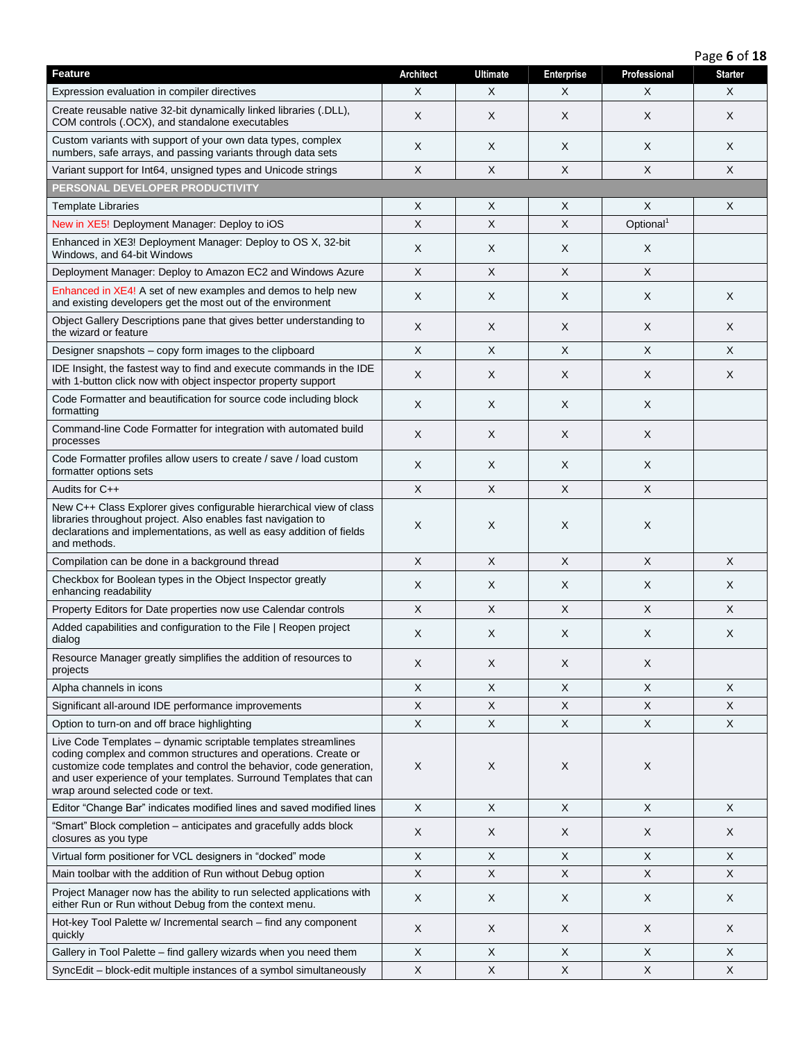| Feature | Architect | Ultimate | Enterprise | Professional | Starter |
|---|---|---|---|---|---|
| Expression evaluation in compiler directives | X | X | X | X | X |
| Create reusable native 32-bit dynamically linked libraries (.DLL), COM controls (.OCX), and standalone executables | X | X | X | X | X |
| Custom variants with support of your own data types, complex numbers, safe arrays, and passing variants through data sets | X | X | X | X | X |
| Variant support for Int64, unsigned types and Unicode strings | X | X | X | X | X |
| **PERSONAL DEVELOPER PRODUCTIVITY** | | | | | |
| Template Libraries | X | X | X | X | X |
| New in XE5! Deployment Manager: Deploy to iOS | X | X | X | Optional[1] | |
| Enhanced in XE3! Deployment Manager: Deploy to OS X, 32-bit Windows, and 64-bit Windows | X | X | X | X | |
| Deployment Manager: Deploy to Amazon EC2 and Windows Azure | X | X | X | X | |
| Enhanced in XE4! A set of new examples and demos to help new and existing developers get the most out of the environment | X | X | X | X | X |
| Object Gallery Descriptions pane that gives better understanding to the wizard or feature | X | X | X | X | X |
| Designer snapshots – copy form images to the clipboard | X | X | X | X | X |
| IDE Insight, the fastest way to find and execute commands in the IDE with 1-button click now with object inspector property support | X | X | X | X | X |
| Code Formatter and beautification for source code including block formatting | X | X | X | X | |
| Command-line Code Formatter for integration with automated build processes | X | X | X | X | |
| Code Formatter profiles allow users to create / save / load custom formatter options sets | X | X | X | X | |
| Audits for C++ | X | X | X | X | |
| New C++ Class Explorer gives configurable hierarchical view of class libraries throughout project. Also enables fast navigation to declarations and implementations, as well as easy addition of fields and methods. | X | X | X | X | |
| Compilation can be done in a background thread | X | X | X | X | X |
| Checkbox for Boolean types in the Object Inspector greatly enhancing readability | X | X | X | X | X |
| Property Editors for Date properties now use Calendar controls | X | X | X | X | X |
| Added capabilities and configuration to the File \| Reopen project dialog | X | X | X | X | X |
| Resource Manager greatly simplifies the addition of resources to projects | X | X | X | X | |
| Alpha channels in icons | X | X | X | X | X |
| Significant all-around IDE performance improvements | X | X | X | X | X |
| Option to turn-on and off brace highlighting | X | X | X | X | X |
| Live Code Templates – dynamic scriptable templates streamlines coding complex and common structures and operations. Create or customize code templates and control the behavior, code generation, and user experience of your templates. Surround Templates that can wrap around selected code or text. | X | X | X | X | |
| Editor "Change Bar" indicates modified lines and saved modified lines | X | X | X | X | X |
| "Smart" Block completion – anticipates and gracefully adds block closures as you type | X | X | X | X | X |
| Virtual form positioner for VCL designers in "docked" mode | X | X | X | X | X |
| Main toolbar with the addition of Run without Debug option | X | X | X | X | X |
| Project Manager now has the ability to run selected applications with either Run or Run without Debug from the context menu. | X | X | X | X | X |
| Hot-key Tool Palette w/ Incremental search – find any component quickly | X | X | X | X | X |
| Gallery in Tool Palette – find gallery wizards when you need them | X | X | X | X | X |
| SyncEdit – block-edit multiple instances of a symbol simultaneously | X | X | X | X | X |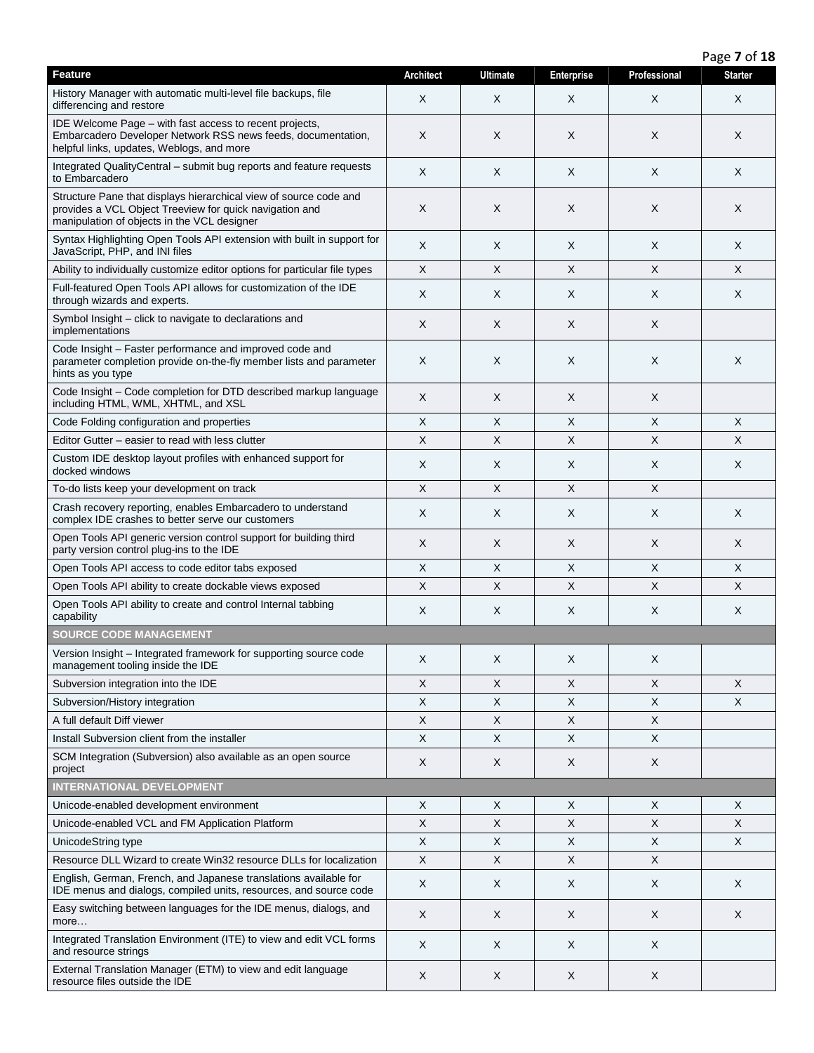| Feature | Architect | Ultimate | Enterprise | Professional | Starter |
|---|---|---|---|---|---|
| History Manager with automatic multi-level file backups, file differencing and restore | X | X | X | X | X |
| IDE Welcome Page – with fast access to recent projects, Embarcadero Developer Network RSS news feeds, documentation, helpful links, updates, Weblogs, and more | X | X | X | X | X |
| Integrated QualityCentral – submit bug reports and feature requests to Embarcadero | X | X | X | X | X |
| Structure Pane that displays hierarchical view of source code and provides a VCL Object Treeview for quick navigation and manipulation of objects in the VCL designer | X | X | X | X | X |
| Syntax Highlighting Open Tools API extension with built in support for JavaScript, PHP, and INI files | X | X | X | X | X |
| Ability to individually customize editor options for particular file types | X | X | X | X | X |
| Full-featured Open Tools API allows for customization of the IDE through wizards and experts. | X | X | X | X | X |
| Symbol Insight – click to navigate to declarations and implementations | X | X | X | X | |
| Code Insight – Faster performance and improved code and parameter completion provide on-the-fly member lists and parameter hints as you type | X | X | X | X | X |
| Code Insight – Code completion for DTD described markup language including HTML, WML, XHTML, and XSL | X | X | X | X | |
| Code Folding configuration and properties | X | X | X | X | X |
| Editor Gutter – easier to read with less clutter | X | X | X | X | X |
| Custom IDE desktop layout profiles with enhanced support for docked windows | X | X | X | X | X |
| To-do lists keep your development on track | X | X | X | X | |
| Crash recovery reporting, enables Embarcadero to understand complex IDE crashes to better serve our customers | X | X | X | X | X |
| Open Tools API generic version control support for building third party version control plug-ins to the IDE | X | X | X | X | X |
| Open Tools API access to code editor tabs exposed | X | X | X | X | X |
| Open Tools API ability to create dockable views exposed | X | X | X | X | X |
| Open Tools API ability to create and control Internal tabbing capability | X | X | X | X | X |
| **SOURCE CODE MANAGEMENT** | | | | | |
| Version Insight – Integrated framework for supporting source code management tooling inside the IDE | X | X | X | X | |
| Subversion integration into the IDE | X | X | X | X | X |
| Subversion/History integration | X | X | X | X | X |
| A full default Diff viewer | X | X | X | X | |
| Install Subversion client from the installer | X | X | X | X | |
| SCM Integration (Subversion) also available as an open source project | X | X | X | X | |
| **INTERNATIONAL DEVELOPMENT** | | | | | |
| Unicode-enabled development environment | X | X | X | X | X |
| Unicode-enabled VCL and FM Application Platform | X | X | X | X | X |
| UnicodeString type | X | X | X | X | X |
| Resource DLL Wizard to create Win32 resource DLLs for localization | X | X | X | X | |
| English, German, French, and Japanese translations available for IDE menus and dialogs, compiled units, resources, and source code | X | X | X | X | X |
| Easy switching between languages for the IDE menus, dialogs, and more… | X | X | X | X | X |
| Integrated Translation Environment (ITE) to view and edit VCL forms and resource strings | X | X | X | X | |
| External Translation Manager (ETM) to view and edit language resource files outside the IDE | X | X | X | X | |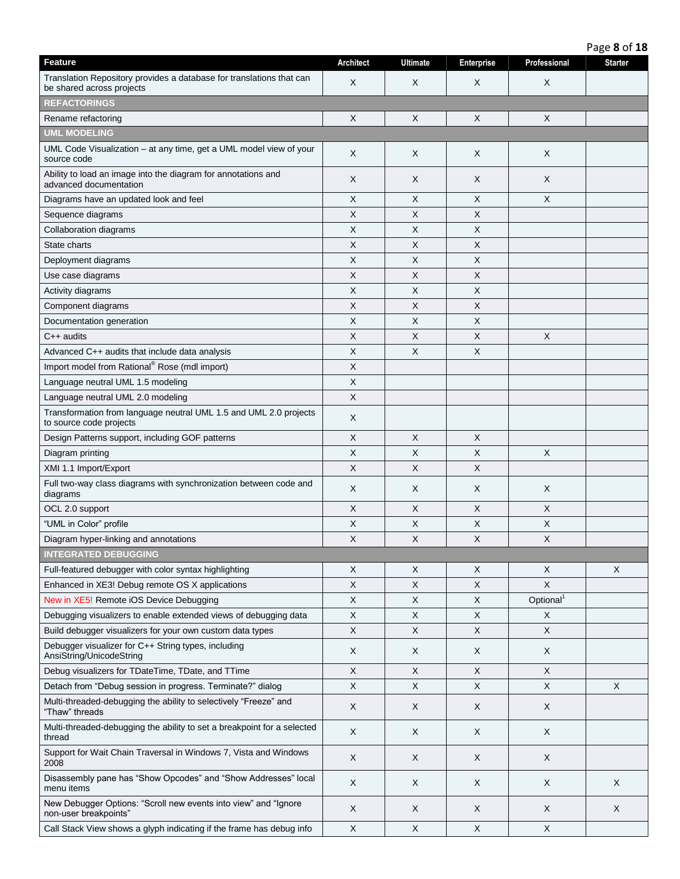| Feature | Architect | Ultimate | Enterprise | Professional | Starter |
|---|---|---|---|---|---|
| Translation Repository provides a database for translations that can be shared across projects | X | X | X | X | |
| **REFACTORINGS** | | | | | |
| Rename refactoring | X | X | X | X | |
| **UML MODELING** | | | | | |
| UML Code Visualization – at any time, get a UML model view of your source code | X | X | X | X | |
| Ability to load an image into the diagram for annotations and advanced documentation | X | X | X | X | |
| Diagrams have an updated look and feel | X | X | X | X | |
| Sequence diagrams | X | X | X | | |
| Collaboration diagrams | X | X | X | | |
| State charts | X | X | X | | |
| Deployment diagrams | X | X | X | | |
| Use case diagrams | X | X | X | | |
| Activity diagrams | X | X | X | | |
| Component diagrams | X | X | X | | |
| Documentation generation | X | X | X | | |
| C++ audits | X | X | X | X | |
| Advanced C++ audits that include data analysis | X | X | X | | |
| Import model from Rational® Rose (mdl import) | X | | | | |
| Language neutral UML 1.5 modeling | X | | | | |
| Language neutral UML 2.0 modeling | X | | | | |
| Transformation from language neutral UML 1.5 and UML 2.0 projects to source code projects | X | | | | |
| Design Patterns support, including GOF patterns | X | X | X | | |
| Diagram printing | X | X | X | X | |
| XMI 1.1 Import/Export | X | X | X | | |
| Full two-way class diagrams with synchronization between code and diagrams | X | X | X | X | |
| OCL 2.0 support | X | X | X | X | |
| "UML in Color" profile | X | X | X | X | |
| Diagram hyper-linking and annotations | X | X | X | X | |
| **INTEGRATED DEBUGGING** | | | | | |
| Full-featured debugger with color syntax highlighting | X | X | X | X | X |
| Enhanced in XE3! Debug remote OS X applications | X | X | X | X | |
| New in XE5! Remote iOS Device Debugging | X | X | X | Optional[1] | |
| Debugging visualizers to enable extended views of debugging data | X | X | X | X | |
| Build debugger visualizers for your own custom data types | X | X | X | X | |
| Debugger visualizer for C++ String types, including AnsiString/UnicodeString | X | X | X | X | |
| Debug visualizers for TDateTime, TDate, and TTime | X | X | X | X | |
| Detach from "Debug session in progress. Terminate?" dialog | X | X | X | X | X |
| Multi-threaded-debugging the ability to selectively "Freeze" and "Thaw" threads | X | X | X | X | |
| Multi-threaded-debugging the ability to set a breakpoint for a selected thread | X | X | X | X | |
| Support for Wait Chain Traversal in Windows 7, Vista and Windows 2008 | X | X | X | X | |
| Disassembly pane has "Show Opcodes" and "Show Addresses" local menu items | X | X | X | X | X |
| New Debugger Options: "Scroll new events into view" and "Ignore non-user breakpoints" | X | X | X | X | X |
| Call Stack View shows a glyph indicating if the frame has debug info | X | X | X | X | |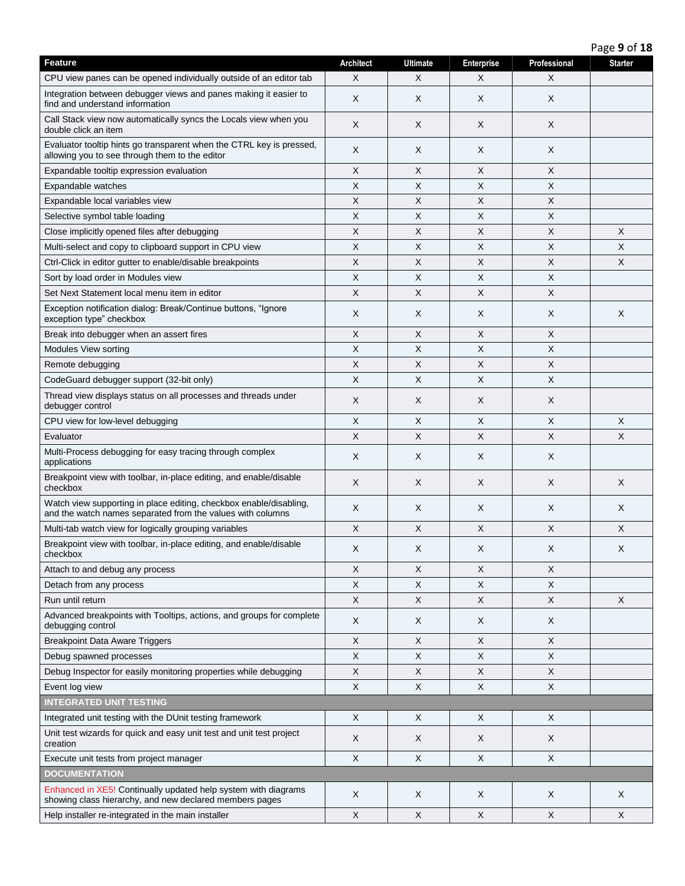| Feature | Architect | Ultimate | Enterprise | Professional | Starter |
|---|---|---|---|---|---|
| CPU view panes can be opened individually outside of an editor tab | X | X | X | X | |
| Integration between debugger views and panes making it easier to find and understand information | X | X | X | X | |
| Call Stack view now automatically syncs the Locals view when you double click an item | X | X | X | X | |
| Evaluator tooltip hints go transparent when the CTRL key is pressed, allowing you to see through them to the editor | X | X | X | X | |
| Expandable tooltip expression evaluation | X | X | X | X | |
| Expandable watches | X | X | X | X | |
| Expandable local variables view | X | X | X | X | |
| Selective symbol table loading | X | X | X | X | |
| Close implicitly opened files after debugging | X | X | X | X | X |
| Multi-select and copy to clipboard support in CPU view | X | X | X | X | X |
| Ctrl-Click in editor gutter to enable/disable breakpoints | X | X | X | X | X |
| Sort by load order in Modules view | X | X | X | X | |
| Set Next Statement local menu item in editor | X | X | X | X | |
| Exception notification dialog: Break/Continue buttons, “Ignore exception type” checkbox | X | X | X | X | X |
| Break into debugger when an assert fires | X | X | X | X | |
| Modules View sorting | X | X | X | X | |
| Remote debugging | X | X | X | X | |
| CodeGuard debugger support (32-bit only) | X | X | X | X | |
| Thread view displays status on all processes and threads under debugger control | X | X | X | X | |
| CPU view for low-level debugging | X | X | X | X | X |
| Evaluator | X | X | X | X | X |
| Multi-Process debugging for easy tracing through complex applications | X | X | X | X | |
| Breakpoint view with toolbar, in-place editing, and enable/disable checkbox | X | X | X | X | X |
| Watch view supporting in place editing, checkbox enable/disabling, and the watch names separated from the values with columns | X | X | X | X | X |
| Multi-tab watch view for logically grouping variables | X | X | X | X | X |
| Breakpoint view with toolbar, in-place editing, and enable/disable checkbox | X | X | X | X | X |
| Attach to and debug any process | X | X | X | X | |
| Detach from any process | X | X | X | X | |
| Run until return | X | X | X | X | X |
| Advanced breakpoints with Tooltips, actions, and groups for complete debugging control | X | X | X | X | |
| Breakpoint Data Aware Triggers | X | X | X | X | |
| Debug spawned processes | X | X | X | X | |
| Debug Inspector for easily monitoring properties while debugging | X | X | X | X | |
| Event log view | X | X | X | X | |
| **INTEGRATED UNIT TESTING** | | | | | |
| Integrated unit testing with the DUnit testing framework | X | X | X | X | |
| Unit test wizards for quick and easy unit test and unit test project creation | X | X | X | X | |
| Execute unit tests from project manager | X | X | X | X | |
| **DOCUMENTATION** | | | | | |
| Enhanced in XE5! Continually updated help system with diagrams showing class hierarchy, and new declared members pages | X | X | X | X | X |
| Help installer re-integrated in the main installer | X | X | X | X | X |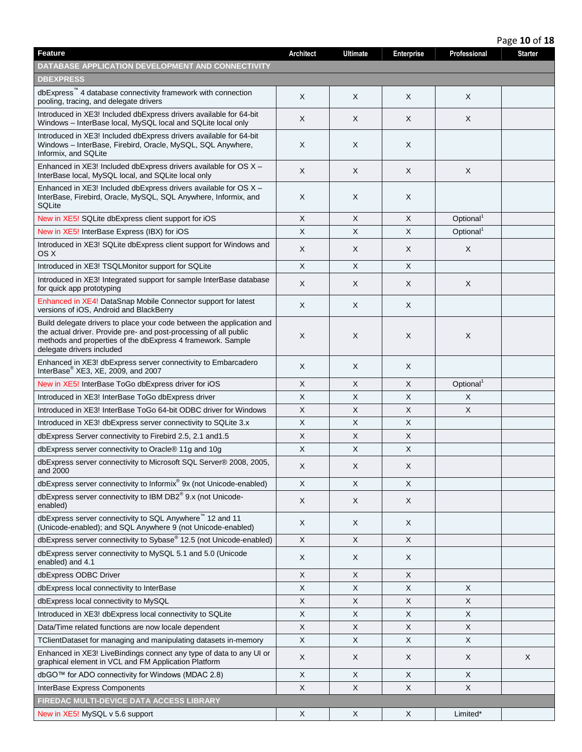| Feature | Architect | Ultimate | Enterprise | Professional | Starter |
|---|---|---|---|---|---|
| **DATABASE APPLICATION DEVELOPMENT AND CONNECTIVITY** | | | | | |
| **DBEXPRESS** | | | | | |
| dbExpress™ 4 database connectivity framework with connection pooling, tracing, and delegate drivers | X | X | X | X | |
| Introduced in XE3! Included dbExpress drivers available for 64-bit Windows – InterBase local, MySQL local and SQLite local only | X | X | X | X | |
| Introduced in XE3! Included dbExpress drivers available for 64-bit Windows – InterBase, Firebird, Oracle, MySQL, SQL Anywhere, Informix, and SQLite | X | X | X | | |
| Enhanced in XE3! Included dbExpress drivers available for OS X – InterBase local, MySQL local, and SQLite local only | X | X | X | X | |
| Enhanced in XE3! Included dbExpress drivers available for OS X – InterBase, Firebird, Oracle, MySQL, SQL Anywhere, Informix, and SQLite | X | X | X | | |
| New in XE5! SQLite dbExpress client support for iOS | X | X | X | Optional[1] | |
| New in XE5! InterBase Express (IBX) for iOS | X | X | X | Optional[1] | |
| Introduced in XE3! SQLite dbExpress client support for Windows and OS X | X | X | X | X | |
| Introduced in XE3! TSQLMonitor support for SQLite | X | X | X | | |
| Introduced in XE3! Integrated support for sample InterBase database for quick app prototyping | X | X | X | X | |
| Enhanced in XE4! DataSnap Mobile Connector support for latest versions of iOS, Android and BlackBerry | X | X | X | | |
| Build delegate drivers to place your code between the application and the actual driver. Provide pre- and post-processing of all public methods and properties of the dbExpress 4 framework. Sample delegate drivers included | X | X | X | X | |
| Enhanced in XE3! dbExpress server connectivity to Embarcadero InterBase® XE3, XE, 2009, and 2007 | X | X | X | | |
| New in XE5! InterBase ToGo dbExpress driver for iOS | X | X | X | Optional[1] | |
| Introduced in XE3! InterBase ToGo dbExpress driver | X | X | X | X | |
| Introduced in XE3! InterBase ToGo 64-bit ODBC driver for Windows | X | X | X | X | |
| Introduced in XE3! dbExpress server connectivity to SQLite 3.x | X | X | X | | |
| dbExpress Server connectivity to Firebird 2.5, 2.1 and1.5 | X | X | X | | |
| dbExpress server connectivity to Oracle® 11g and 10g | X | X | X | | |
| dbExpress server connectivity to Microsoft SQL Server® 2008, 2005, and 2000 | X | X | X | | |
| dbExpress server connectivity to Informix® 9x (not Unicode-enabled) | X | X | X | | |
| dbExpress server connectivity to IBM DB2® 9.x (not Unicode-enabled) | X | X | X | | |
| dbExpress server connectivity to SQL Anywhere™ 12 and 11 (Unicode-enabled); and SQL Anywhere 9 (not Unicode-enabled) | X | X | X | | |
| dbExpress server connectivity to Sybase® 12.5 (not Unicode-enabled) | X | X | X | | |
| dbExpress server connectivity to MySQL 5.1 and 5.0 (Unicode enabled) and 4.1 | X | X | X | | |
| dbExpress ODBC Driver | X | X | X | | |
| dbExpress local connectivity to InterBase | X | X | X | X | |
| dbExpress local connectivity to MySQL | X | X | X | X | |
| Introduced in XE3! dbExpress local connectivity to SQLite | X | X | X | X | |
| Data/Time related functions are now locale dependent | X | X | X | X | |
| TClientDataset for managing and manipulating datasets in-memory | X | X | X | X | |
| Enhanced in XE3! LiveBindings connect any type of data to any UI or graphical element in VCL and FM Application Platform | X | X | X | X | X |
| dbGO™ for ADO connectivity for Windows (MDAC 2.8) | X | X | X | X | |
| InterBase Express Components | X | X | X | X | |
| **FIREDAC MULTI-DEVICE DATA ACCESS LIBRARY** | | | | | |
| New in XE5! MySQL v 5.6 support | X | X | X | Limited* | |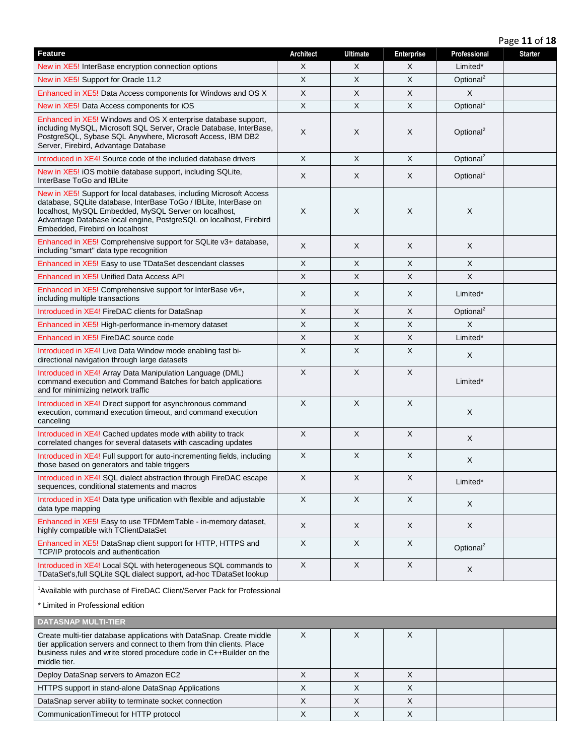| Feature | Architect | Ultimate | Enterprise | Professional | Starter |
|---|---|---|---|---|---|
| New in XE5! InterBase encryption connection options | X | X | X | Limited* | |
| New in XE5! Support for Oracle 11.2 | X | X | X | Optional[2] | |
| Enhanced in XE5! Data Access components for Windows and OS X | X | X | X | X | |
| New in XE5! Data Access components for iOS | X | X | X | Optional[1] | |
| Enhanced in XE5! Windows and OS X enterprise database support, including MySQL, Microsoft SQL Server, Oracle Database, InterBase, PostgreSQL, Sybase SQL Anywhere, Microsoft Access, IBM DB2 Server, Firebird, Advantage Database | X | X | X | Optional[2] | |
| Introduced in XE4! Source code of the included database drivers | X | X | X | Optional[2] | |
| New in XE5! iOS mobile database support, including SQLite, InterBase ToGo and IBLite | X | X | X | Optional[1] | |
| New in XE5! Support for local databases, including Microsoft Access database, SQLite database, InterBase ToGo / IBLite, InterBase on localhost, MySQL Embedded, MySQL Server on localhost, Advantage Database local engine, PostgreSQL on localhost, Firebird Embedded, Firebird on localhost | X | X | X | X | |
| Enhanced in XE5! Comprehensive support for SQLite v3+ database, including "smart" data type recognition | X | X | X | X | |
| Enhanced in XE5! Easy to use TDataSet descendant classes | X | X | X | X | |
| Enhanced in XE5! Unified Data Access API | X | X | X | X | |
| Enhanced in XE5! Comprehensive support for InterBase v6+, including multiple transactions | X | X | X | Limited* | |
| Introduced in XE4! FireDAC clients for DataSnap | X | X | X | Optional[2] | |
| Enhanced in XE5! High-performance in-memory dataset | X | X | X | X | |
| Enhanced in XE5! FireDAC source code | X | X | X | Limited* | |
| Introduced in XE4! Live Data Window mode enabling fast bi-directional navigation through large datasets | X | X | X | X | |
| Introduced in XE4! Array Data Manipulation Language (DML) command execution and Command Batches for batch applications and for minimizing network traffic | X | X | X | Limited* | |
| Introduced in XE4! Direct support for asynchronous command execution, command execution timeout, and command execution canceling | X | X | X | X | |
| Introduced in XE4! Cached updates mode with ability to track correlated changes for several datasets with cascading updates | X | X | X | X | |
| Introduced in XE4! Full support for auto-incrementing fields, including those based on generators and table triggers | X | X | X | X | |
| Introduced in XE4! SQL dialect abstraction through FireDAC escape sequences, conditional statements and macros | X | X | X | Limited* | |
| Introduced in XE4! Data type unification with flexible and adjustable data type mapping | X | X | X | X | |
| Enhanced in XE5! Easy to use TFDMemTable - in-memory dataset, highly compatible with TClientDataSet | X | X | X | X | |
| Enhanced in XE5! DataSnap client support for HTTP, HTTPS and TCP/IP protocols and authentication | X | X | X | Optional[2] | |
| Introduced in XE4! Local SQL with heterogeneous SQL commands to TDataSet's,full SQLite SQL dialect support, ad-hoc TDataSet lookup | X | X | X | X | |
| [1]Available with purchase of FireDAC Client/Server Pack for Professional<br><br>* Limited in Professional edition | | | | | |
| **DATASNAP MULTI-TIER** | | | | | |
| Create multi-tier database applications with DataSnap. Create middle tier application servers and connect to them from thin clients. Place business rules and write stored procedure code in C++Builder on the middle tier. | X | X | X | | |
| Deploy DataSnap servers to Amazon EC2 | X | X | X | | |
| HTTPS support in stand-alone DataSnap Applications | X | X | X | | |
| DataSnap server ability to terminate socket connection | X | X | X | | |
| CommunicationTimeout for HTTP protocol | X | X | X | | |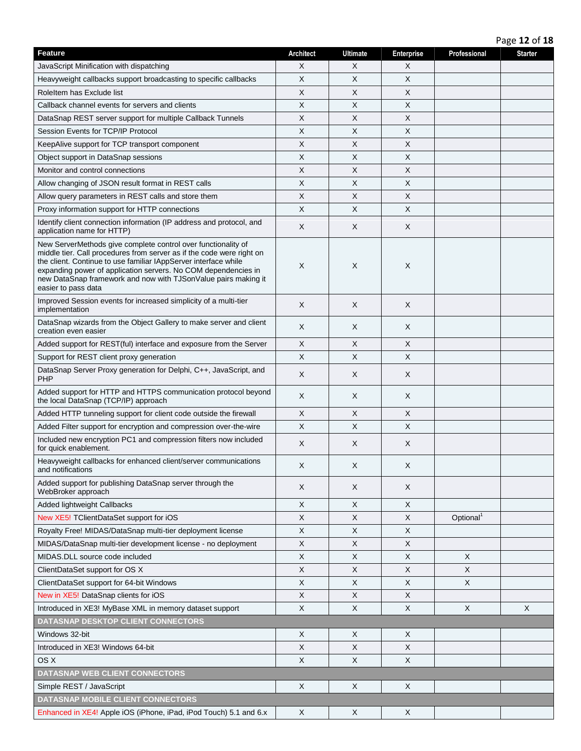| Feature | Architect | Ultimate | Enterprise | Professional | Starter |
|---|---|---|---|---|---|
| JavaScript Minification with dispatching | X | X | X | | |
| Heavyweight callbacks support broadcasting to specific callbacks | X | X | X | | |
| RoleItem has Exclude list | X | X | X | | |
| Callback channel events for servers and clients | X | X | X | | |
| DataSnap REST server support for multiple Callback Tunnels | X | X | X | | |
| Session Events for TCP/IP Protocol | X | X | X | | |
| KeepAlive support for TCP transport component | X | X | X | | |
| Object support in DataSnap sessions | X | X | X | | |
| Monitor and control connections | X | X | X | | |
| Allow changing of JSON result format in REST calls | X | X | X | | |
| Allow query parameters in REST calls and store them | X | X | X | | |
| Proxy information support for HTTP connections | X | X | X | | |
| Identify client connection information (IP address and protocol, and application name for HTTP) | X | X | X | | |
| New ServerMethods give complete control over functionality of middle tier. Call procedures from server as if the code were right on the client. Continue to use familiar IAppServer interface while expanding power of application servers. No COM dependencies in new DataSnap framework and now with TJSonValue pairs making it easier to pass data | X | X | X | | |
| Improved Session events for increased simplicity of a multi-tier implementation | X | X | X | | |
| DataSnap wizards from the Object Gallery to make server and client creation even easier | X | X | X | | |
| Added support for REST(ful) interface and exposure from the Server | X | X | X | | |
| Support for REST client proxy generation | X | X | X | | |
| DataSnap Server Proxy generation for Delphi, C++, JavaScript, and PHP | X | X | X | | |
| Added support for HTTP and HTTPS communication protocol beyond the local DataSnap (TCP/IP) approach | X | X | X | | |
| Added HTTP tunneling support for client code outside the firewall | X | X | X | | |
| Added Filter support for encryption and compression over-the-wire | X | X | X | | |
| Included new encryption PC1 and compression filters now included for quick enablement. | X | X | X | | |
| Heavyweight callbacks for enhanced client/server communications and notifications | X | X | X | | |
| Added support for publishing DataSnap server through the WebBroker approach | X | X | X | | |
| Added lightweight Callbacks | X | X | X | | |
| New XE5! TClientDataSet support for iOS | X | X | X | Optional[1] | |
| Royalty Free! MIDAS/DataSnap multi-tier deployment license | X | X | X | | |
| MIDAS/DataSnap multi-tier development license - no deployment | X | X | X | | |
| MIDAS.DLL source code included | X | X | X | X | |
| ClientDataSet support for OS X | X | X | X | X | |
| ClientDataSet support for 64-bit Windows | X | X | X | X | |
| New in XE5! DataSnap clients for iOS | X | X | X | | |
| Introduced in XE3! MyBase XML in memory dataset support | X | X | X | X | X |
| **DATASNAP DESKTOP CLIENT CONNECTORS** | | | | | |
| Windows 32-bit | X | X | X | | |
| Introduced in XE3! Windows 64-bit | X | X | X | | |
| OS X | X | X | X | | |
| **DATASNAP WEB CLIENT CONNECTORS** | | | | | |
| Simple REST / JavaScript | X | X | X | | |
| **DATASNAP MOBILE CLIENT CONNECTORS** | | | | | |
| Enhanced in XE4! Apple iOS (iPhone, iPad, iPod Touch) 5.1 and 6.x | X | X | X | | |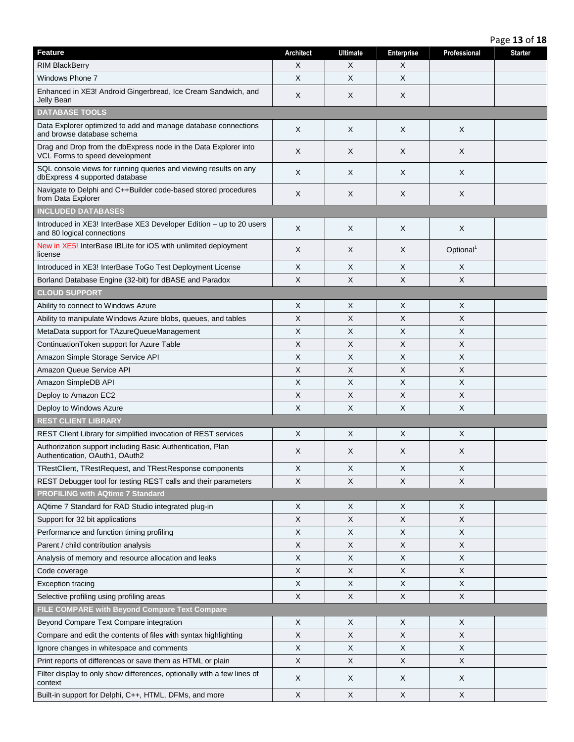| Feature | Architect | Ultimate | Enterprise | Professional | Starter |
|---|---|---|---|---|---|
| RIM BlackBerry | X | X | X | | |
| Windows Phone 7 | X | X | X | | |
| Enhanced in XE3! Android Gingerbread, Ice Cream Sandwich, and Jelly Bean | X | X | X | | |
| **DATABASE TOOLS** | | | | | |
| Data Explorer optimized to add and manage database connections and browse database schema | X | X | X | X | |
| Drag and Drop from the dbExpress node in the Data Explorer into VCL Forms to speed development | X | X | X | X | |
| SQL console views for running queries and viewing results on any dbExpress 4 supported database | X | X | X | X | |
| Navigate to Delphi and C++Builder code-based stored procedures from Data Explorer | X | X | X | X | |
| **INCLUDED DATABASES** | | | | | |
| Introduced in XE3! InterBase XE3 Developer Edition – up to 20 users and 80 logical connections | X | X | X | X | |
| New in XE5! InterBase IBLite for iOS with unlimited deployment license | X | X | X | Optional[1] | |
| Introduced in XE3! InterBase ToGo Test Deployment License | X | X | X | X | |
| Borland Database Engine (32-bit) for dBASE and Paradox | X | X | X | X | |
| **CLOUD SUPPORT** | | | | | |
| Ability to connect to Windows Azure | X | X | X | X | |
| Ability to manipulate Windows Azure blobs, queues, and tables | X | X | X | X | |
| MetaData support for TAzureQueueManagement | X | X | X | X | |
| ContinuationToken support for Azure Table | X | X | X | X | |
| Amazon Simple Storage Service API | X | X | X | X | |
| Amazon Queue Service API | X | X | X | X | |
| Amazon SimpleDB API | X | X | X | X | |
| Deploy to Amazon EC2 | X | X | X | X | |
| Deploy to Windows Azure | X | X | X | X | |
| **REST CLIENT LIBRARY** | | | | | |
| REST Client Library for simplified invocation of REST services | X | X | X | X | |
| Authorization support including Basic Authentication, Plan Authentication, OAuth1, OAuth2 | X | X | X | X | |
| TRestClient, TRestRequest, and TRestResponse components | X | X | X | X | |
| REST Debugger tool for testing REST calls and their parameters | X | X | X | X | |
| **PROFILING with AQtime 7 Standard** | | | | | |
| AQtime 7 Standard for RAD Studio integrated plug-in | X | X | X | X | |
| Support for 32 bit applications | X | X | X | X | |
| Performance and function timing profiling | X | X | X | X | |
| Parent / child contribution analysis | X | X | X | X | |
| Analysis of memory and resource allocation and leaks | X | X | X | X | |
| Code coverage | X | X | X | X | |
| Exception tracing | X | X | X | X | |
| Selective profiling using profiling areas | X | X | X | X | |
| **FILE COMPARE with Beyond Compare Text Compare** | | | | | |
| Beyond Compare Text Compare integration | X | X | X | X | |
| Compare and edit the contents of files with syntax highlighting | X | X | X | X | |
| Ignore changes in whitespace and comments | X | X | X | X | |
| Print reports of differences or save them as HTML or plain | X | X | X | X | |
| Filter display to only show differences, optionally with a few lines of context | X | X | X | X | |
| Built-in support for Delphi, C++, HTML, DFMs, and more | X | X | X | X | |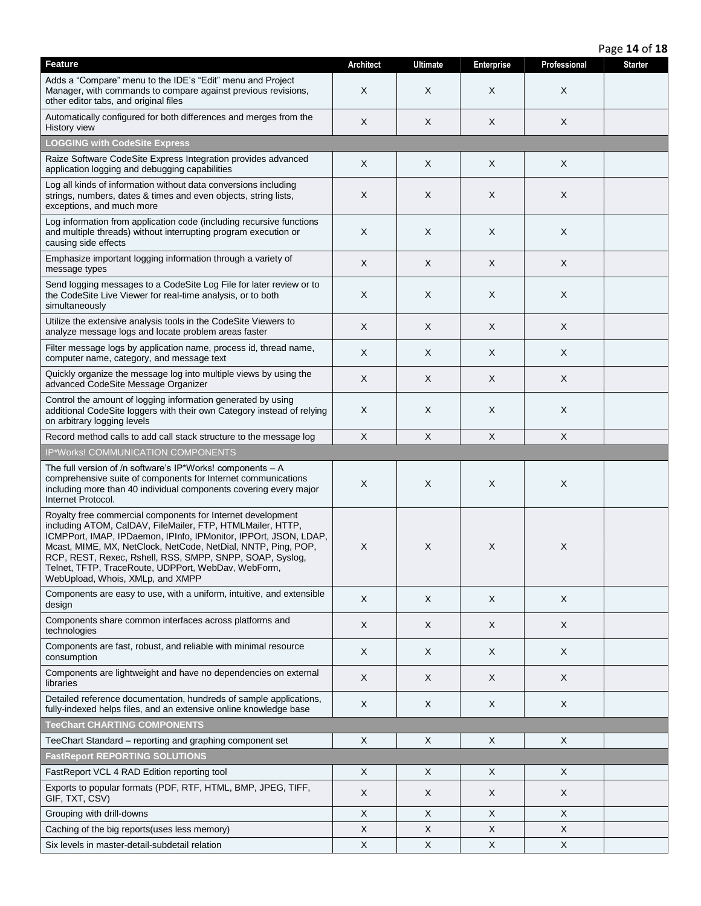| Feature | Architect | Ultimate | Enterprise | Professional | Starter |
|---|---|---|---|---|---|
| Adds a “Compare” menu to the IDE’s “Edit” menu and Project Manager, with commands to compare against previous revisions, other editor tabs, and original files | X | X | X | X | |
| Automatically configured for both differences and merges from the History view | X | X | X | X | |
| **LOGGING with CodeSite Express** | | | | | |
| Raize Software CodeSite Express Integration provides advanced application logging and debugging capabilities | X | X | X | X | |
| Log all kinds of information without data conversions including strings, numbers, dates & times and even objects, string lists, exceptions, and much more | X | X | X | X | |
| Log information from application code (including recursive functions and multiple threads) without interrupting program execution or causing side effects | X | X | X | X | |
| Emphasize important logging information through a variety of message types | X | X | X | X | |
| Send logging messages to a CodeSite Log File for later review or to the CodeSite Live Viewer for real-time analysis, or to both simultaneously | X | X | X | X | |
| Utilize the extensive analysis tools in the CodeSite Viewers to analyze message logs and locate problem areas faster | X | X | X | X | |
| Filter message logs by application name, process id, thread name, computer name, category, and message text | X | X | X | X | |
| Quickly organize the message log into multiple views by using the advanced CodeSite Message Organizer | X | X | X | X | |
| Control the amount of logging information generated by using additional CodeSite loggers with their own Category instead of relying on arbitrary logging levels | X | X | X | X | |
| Record method calls to add call stack structure to the message log | X | X | X | X | |
| IP*Works! COMMUNICATION COMPONENTS | | | | | |
| The full version of /n software’s IP*Works! components – A comprehensive suite of components for Internet communications including more than 40 individual components covering every major Internet Protocol. | X | X | X | X | |
| Royalty free commercial components for Internet development including ATOM, CalDAV, FileMailer, FTP, HTMLMailer, HTTP, ICMPPort, IMAP, IPDaemon, IPInfo, IPMonitor, IPPOrt, JSON, LDAP, Mcast, MIME, MX, NetClock, NetCode, NetDial, NNTP, Ping, POP, RCP, REST, Rexec, Rshell, RSS, SMPP, SNPP, SOAP, Syslog, Telnet, TFTP, TraceRoute, UDPPort, WebDav, WebForm, WebUpload, Whois, XMLp, and XMPP | X | X | X | X | |
| Components are easy to use, with a uniform, intuitive, and extensible design | X | X | X | X | |
| Components share common interfaces across platforms and technologies | X | X | X | X | |
| Components are fast, robust, and reliable with minimal resource consumption | X | X | X | X | |
| Components are lightweight and have no dependencies on external libraries | X | X | X | X | |
| Detailed reference documentation, hundreds of sample applications, fully-indexed helps files, and an extensive online knowledge base | X | X | X | X | |
| **TeeChart CHARTING COMPONENTS** | | | | | |
| TeeChart Standard – reporting and graphing component set | X | X | X | X | |
| **FastReport REPORTING SOLUTIONS** | | | | | |
| FastReport VCL 4 RAD Edition reporting tool | X | X | X | X | |
| Exports to popular formats (PDF, RTF, HTML, BMP, JPEG, TIFF, GIF, TXT, CSV) | X | X | X | X | |
| Grouping with drill-downs | X | X | X | X | |
| Caching of the big reports(uses less memory) | X | X | X | X | |
| Six levels in master-detail-subdetail relation | X | X | X | X | |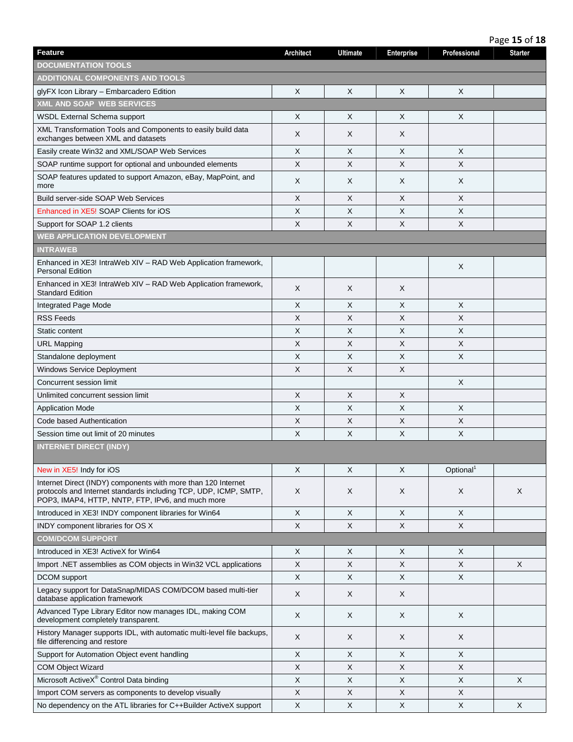| Feature | Architect | Ultimate | Enterprise | Professional | Starter |
|---|---|---|---|---|---|
| **DOCUMENTATION TOOLS** | | | | | |
| **ADDITIONAL COMPONENTS AND TOOLS** | | | | | |
| glyFX Icon Library – Embarcadero Edition | X | X | X | X | |
| **XML AND SOAP WEB SERVICES** | | | | | |
| WSDL External Schema support | X | X | X | X | |
| XML Transformation Tools and Components to easily build data exchanges between XML and datasets | X | X | X | | |
| Easily create Win32 and XML/SOAP Web Services | X | X | X | X | |
| SOAP runtime support for optional and unbounded elements | X | X | X | X | |
| SOAP features updated to support Amazon, eBay, MapPoint, and more | X | X | X | X | |
| Build server-side SOAP Web Services | X | X | X | X | |
| Enhanced in XE5! SOAP Clients for iOS | X | X | X | X | |
| Support for SOAP 1.2 clients | X | X | X | X | |
| **WEB APPLICATION DEVELOPMENT** | | | | | |
| **INTRAWEB** | | | | | |
| Enhanced in XE3! IntraWeb XIV – RAD Web Application framework, Personal Edition | | | | X | |
| Enhanced in XE3! IntraWeb XIV – RAD Web Application framework, Standard Edition | X | X | X | | |
| Integrated Page Mode | X | X | X | X | |
| RSS Feeds | X | X | X | X | |
| Static content | X | X | X | X | |
| URL Mapping | X | X | X | X | |
| Standalone deployment | X | X | X | X | |
| Windows Service Deployment | X | X | X | | |
| Concurrent session limit | | | | X | |
| Unlimited concurrent session limit | X | X | X | | |
| Application Mode | X | X | X | X | |
| Code based Authentication | X | X | X | X | |
| Session time out limit of 20 minutes | X | X | X | X | |
| **INTERNET DIRECT (INDY)** | | | | | |
| New in XE5! Indy for iOS | X | X | X | Optional[1] | |
| Internet Direct (INDY) components with more than 120 Internet protocols and Internet standards including TCP, UDP, ICMP, SMTP, POP3, IMAP4, HTTP, NNTP, FTP, IPv6, and much more | X | X | X | X | X |
| Introduced in XE3! INDY component libraries for Win64 | X | X | X | X | |
| INDY component libraries for OS X | X | X | X | X | |
| **COM/DCOM SUPPORT** | | | | | |
| Introduced in XE3! ActiveX for Win64 | X | X | X | X | |
| Import .NET assemblies as COM objects in Win32 VCL applications | X | X | X | X | X |
| DCOM support | X | X | X | X | |
| Legacy support for DataSnap/MIDAS COM/DCOM based multi-tier database application framework | X | X | X | | |
| Advanced Type Library Editor now manages IDL, making COM development completely transparent. | X | X | X | X | |
| History Manager supports IDL, with automatic multi-level file backups, file differencing and restore | X | X | X | X | |
| Support for Automation Object event handling | X | X | X | X | |
| COM Object Wizard | X | X | X | X | |
| Microsoft ActiveX® Control Data binding | X | X | X | X | X |
| Import COM servers as components to develop visually | X | X | X | X | |
| No dependency on the ATL libraries for C++Builder ActiveX support | X | X | X | X | X |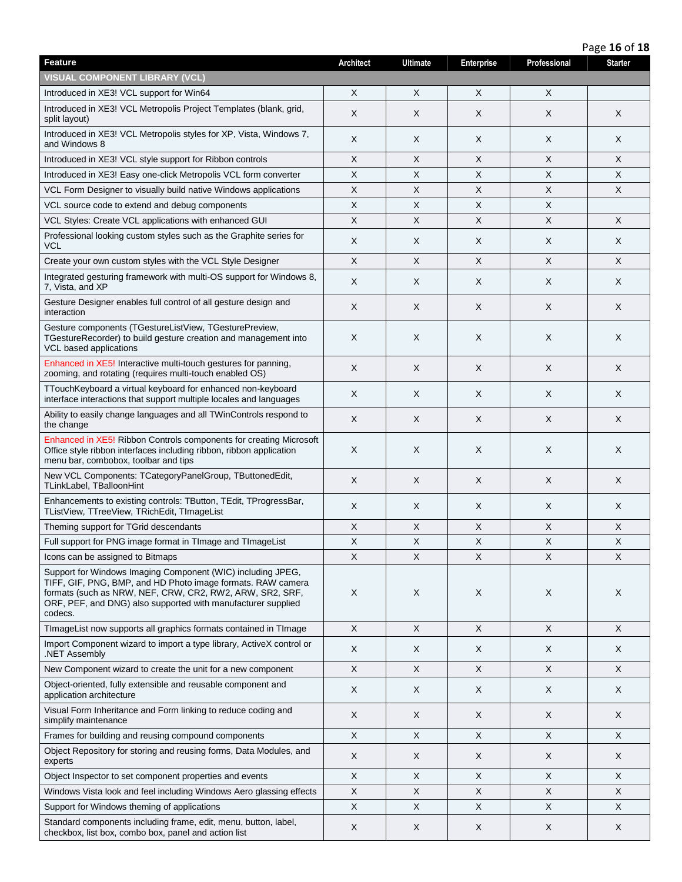| Feature | Architect | Ultimate | Enterprise | Professional | Starter |
|---|---|---|---|---|---|
| **VISUAL COMPONENT LIBRARY (VCL)** | | | | | |
| Introduced in XE3! VCL support for Win64 | X | X | X | X | |
| Introduced in XE3! VCL Metropolis Project Templates (blank, grid, split layout) | X | X | X | X | X |
| Introduced in XE3! VCL Metropolis styles for XP, Vista, Windows 7, and Windows 8 | X | X | X | X | X |
| Introduced in XE3! VCL style support for Ribbon controls | X | X | X | X | X |
| Introduced in XE3! Easy one-click Metropolis VCL form converter | X | X | X | X | X |
| VCL Form Designer to visually build native Windows applications | X | X | X | X | X |
| VCL source code to extend and debug components | X | X | X | X | |
| VCL Styles: Create VCL applications with enhanced GUI | X | X | X | X | X |
| Professional looking custom styles such as the Graphite series for VCL | X | X | X | X | X |
| Create your own custom styles with the VCL Style Designer | X | X | X | X | X |
| Integrated gesturing framework with multi-OS support for Windows 8, 7, Vista, and XP | X | X | X | X | X |
| Gesture Designer enables full control of all gesture design and interaction | X | X | X | X | X |
| Gesture components (TGestureListView, TGesturePreview, TGestureRecorder) to build gesture creation and management into VCL based applications | X | X | X | X | X |
| Enhanced in XE5! Interactive multi-touch gestures for panning, zooming, and rotating (requires multi-touch enabled OS) | X | X | X | X | X |
| TTouchKeyboard a virtual keyboard for enhanced non-keyboard interface interactions that support multiple locales and languages | X | X | X | X | X |
| Ability to easily change languages and all TWinControls respond to the change | X | X | X | X | X |
| Enhanced in XE5! Ribbon Controls components for creating Microsoft Office style ribbon interfaces including ribbon, ribbon application menu bar, combobox, toolbar and tips | X | X | X | X | X |
| New VCL Components: TCategoryPanelGroup, TButtonedEdit, TLinkLabel, TBalloonHint | X | X | X | X | X |
| Enhancements to existing controls: TButton, TEdit, TProgressBar, TListView, TTreeView, TRichEdit, TImageList | X | X | X | X | X |
| Theming support for TGrid descendants | X | X | X | X | X |
| Full support for PNG image format in TImage and TImageList | X | X | X | X | X |
| Icons can be assigned to Bitmaps | X | X | X | X | X |
| Support for Windows Imaging Component (WIC) including JPEG, TIFF, GIF, PNG, BMP, and HD Photo image formats. RAW camera formats (such as NRW, NEF, CRW, CR2, RW2, ARW, SR2, SRF, ORF, PEF, and DNG) also supported with manufacturer supplied codecs. | X | X | X | X | X |
| TImageList now supports all graphics formats contained in TImage | X | X | X | X | X |
| Import Component wizard to import a type library, ActiveX control or .NET Assembly | X | X | X | X | X |
| New Component wizard to create the unit for a new component | X | X | X | X | X |
| Object-oriented, fully extensible and reusable component and application architecture | X | X | X | X | X |
| Visual Form Inheritance and Form linking to reduce coding and simplify maintenance | X | X | X | X | X |
| Frames for building and reusing compound components | X | X | X | X | X |
| Object Repository for storing and reusing forms, Data Modules, and experts | X | X | X | X | X |
| Object Inspector to set component properties and events | X | X | X | X | X |
| Windows Vista look and feel including Windows Aero glassing effects | X | X | X | X | X |
| Support for Windows theming of applications | X | X | X | X | X |
| Standard components including frame, edit, menu, button, label, checkbox, list box, combo box, panel and action list | X | X | X | X | X |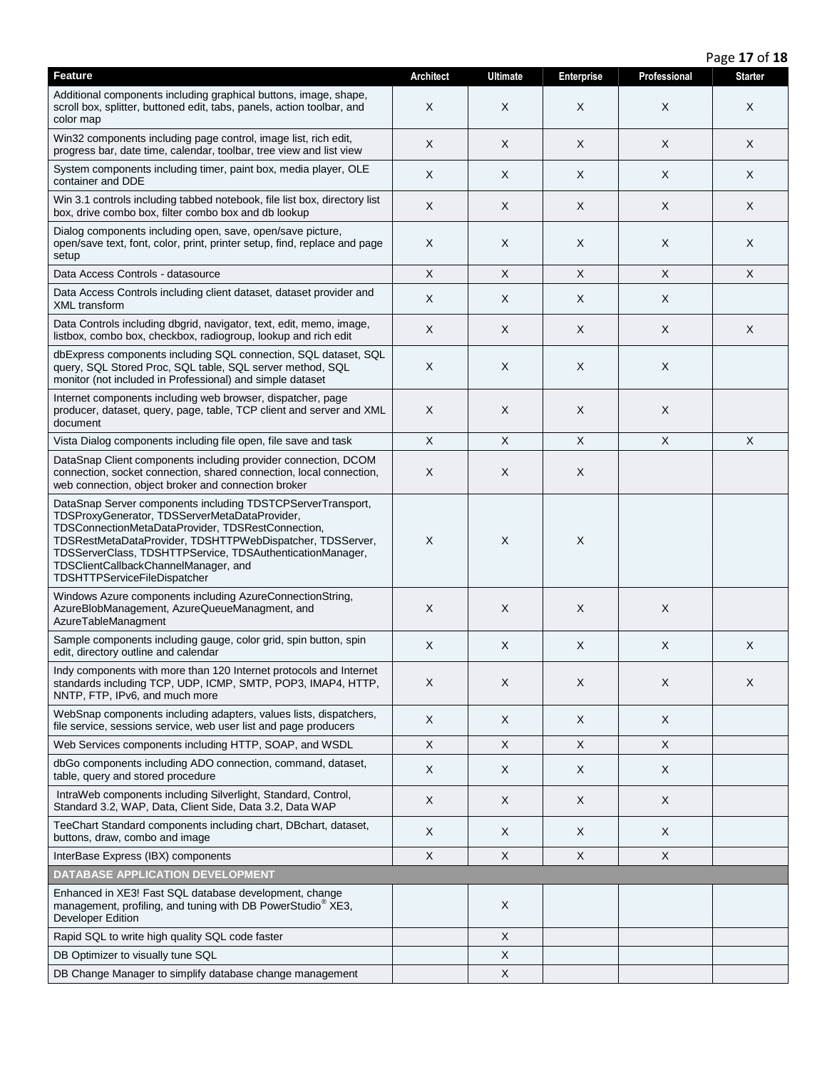| Feature | Architect | Ultimate | Enterprise | Professional | Starter |
|---|---|---|---|---|---|
| Additional components including graphical buttons, image, shape, scroll box, splitter, buttoned edit, tabs, panels, action toolbar, and color map | X | X | X | X | X |
| Win32 components including page control, image list, rich edit, progress bar, date time, calendar, toolbar, tree view and list view | X | X | X | X | X |
| System components including timer, paint box, media player, OLE container and DDE | X | X | X | X | X |
| Win 3.1 controls including tabbed notebook, file list box, directory list box, drive combo box, filter combo box and db lookup | X | X | X | X | X |
| Dialog components including open, save, open/save picture, open/save text, font, color, print, printer setup, find, replace and page setup | X | X | X | X | X |
| Data Access Controls - datasource | X | X | X | X | X |
| Data Access Controls including client dataset, dataset provider and XML transform | X | X | X | X | |
| Data Controls including dbgrid, navigator, text, edit, memo, image, listbox, combo box, checkbox, radiogroup, lookup and rich edit | X | X | X | X | X |
| dbExpress components including SQL connection, SQL dataset, SQL query, SQL Stored Proc, SQL table, SQL server method, SQL monitor (not included in Professional) and simple dataset | X | X | X | X | |
| Internet components including web browser, dispatcher, page producer, dataset, query, page, table, TCP client and server and XML document | X | X | X | X | |
| Vista Dialog components including file open, file save and task | X | X | X | X | X |
| DataSnap Client components including provider connection, DCOM connection, socket connection, shared connection, local connection, web connection, object broker and connection broker | X | X | X | | |
| DataSnap Server components including TDSTCPServerTransport, TDSProxyGenerator, TDSServerMetaDataProvider, TDSConnectionMetaDataProvider, TDSRestConnection, TDSRestMetaDataProvider, TDSHTTPWebDispatcher, TDSServer, TDSServerClass, TDSHTTPService, TDSAuthenticationManager, TDSClientCallbackChannelManager, and TDSHTTPServiceFileDispatcher | X | X | X | | |
| Windows Azure components including AzureConnectionString, AzureBlobManagement, AzureQueueManagment, and AzureTableManagment | X | X | X | X | |
| Sample components including gauge, color grid, spin button, spin edit, directory outline and calendar | X | X | X | X | X |
| Indy components with more than 120 Internet protocols and Internet standards including TCP, UDP, ICMP, SMTP, POP3, IMAP4, HTTP, NNTP, FTP, IPv6, and much more | X | X | X | X | X |
| WebSnap components including adapters, values lists, dispatchers, file service, sessions service, web user list and page producers | X | X | X | X | |
| Web Services components including HTTP, SOAP, and WSDL | X | X | X | X | |
| dbGo components including ADO connection, command, dataset, table, query and stored procedure | X | X | X | X | |
| IntraWeb components including Silverlight, Standard, Control, Standard 3.2, WAP, Data, Client Side, Data 3.2, Data WAP | X | X | X | X | |
| TeeChart Standard components including chart, DBchart, dataset, buttons, draw, combo and image | X | X | X | X | |
| InterBase Express (IBX) components | X | X | X | X | |
| **DATABASE APPLICATION DEVELOPMENT** | | | | | |
| Enhanced in XE3! Fast SQL database development, change management, profiling, and tuning with DB PowerStudio® XE3, Developer Edition | | X | | | |
| Rapid SQL to write high quality SQL code faster | | X | | | |
| DB Optimizer to visually tune SQL | | X | | | |
| DB Change Manager to simplify database change management | | X | | | |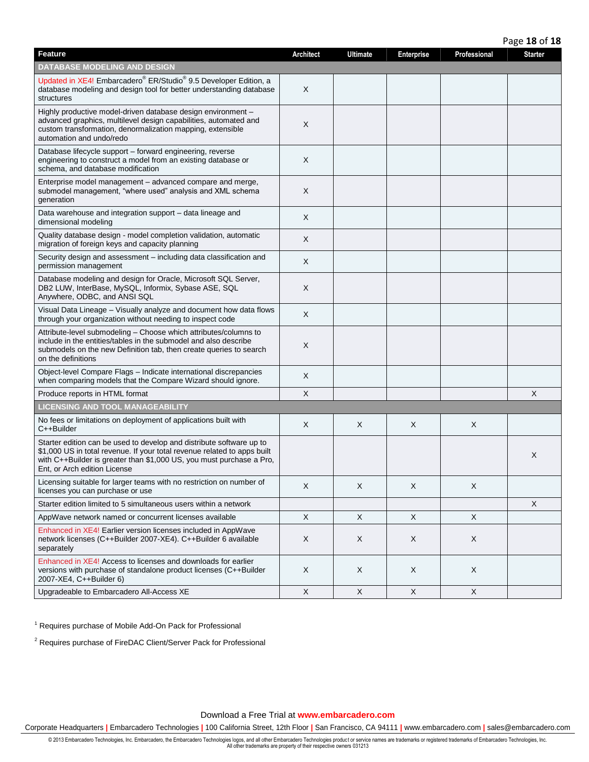| Feature | Architect | Ultimate | Enterprise | Professional | Starter |
|---|---|---|---|---|---|
| **DATABASE MODELING AND DESIGN** | | | | | |
| Updated in XE4! Embarcadero® ER/Studio® 9.5 Developer Edition, a database modeling and design tool for better understanding database structures | X | | | | |
| Highly productive model-driven database design environment – advanced graphics, multilevel design capabilities, automated and custom transformation, denormalization mapping, extensible automation and undo/redo | X | | | | |
| Database lifecycle support – forward engineering, reverse engineering to construct a model from an existing database or schema, and database modification | X | | | | |
| Enterprise model management – advanced compare and merge, submodel management, "where used" analysis and XML schema generation | X | | | | |
| Data warehouse and integration support – data lineage and dimensional modeling | X | | | | |
| Quality database design - model completion validation, automatic migration of foreign keys and capacity planning | X | | | | |
| Security design and assessment – including data classification and permission management | X | | | | |
| Database modeling and design for Oracle, Microsoft SQL Server, DB2 LUW, InterBase, MySQL, Informix, Sybase ASE, SQL Anywhere, ODBC, and ANSI SQL | X | | | | |
| Visual Data Lineage – Visually analyze and document how data flows through your organization without needing to inspect code | X | | | | |
| Attribute-level submodeling – Choose which attributes/columns to include in the entities/tables in the submodel and also describe submodels on the new Definition tab, then create queries to search on the definitions | X | | | | |
| Object-level Compare Flags – Indicate international discrepancies when comparing models that the Compare Wizard should ignore. | X | | | | |
| Produce reports in HTML format | X | | | | X |
| **LICENSING AND TOOL MANAGEABILITY** | | | | | |
| No fees or limitations on deployment of applications built with C++Builder | X | X | X | X | |
| Starter edition can be used to develop and distribute software up to $1,000 US in total revenue. If your total revenue related to apps built with C++Builder is greater than $1,000 US, you must purchase a Pro, Ent, or Arch edition License | | | | | X |
| Licensing suitable for larger teams with no restriction on number of licenses you can purchase or use | X | X | X | X | |
| Starter edition limited to 5 simultaneous users within a network | | | | | X |
| AppWave network named or concurrent licenses available | X | X | X | X | |
| Enhanced in XE4! Earlier version licenses included in AppWave network licenses (C++Builder 2007-XE4). C++Builder 6 available separately | X | X | X | X | |
| Enhanced in XE4! Access to licenses and downloads for earlier versions with purchase of standalone product licenses (C++Builder 2007-XE4, C++Builder 6) | X | X | X | X | |
| Upgradeable to Embarcadero All-Access XE | X | X | X | X | |

[1] Requires purchase of Mobile Add-On Pack for Professional

[2] Requires purchase of FireDAC Client/Server Pack for Professional

Download a Free Trial at **www.embarcadero.com**

Corporate Headquarters | Embarcadero Technologies | 100 California Street, 12th Floor | San Francisco, CA 94111 | www.embarcadero.com | sales@embarcadero.com

© 2013 Embarcadero Technologies, Inc. Embarcadero, the Embarcadero Technologies logos, and all other Embarcadero Technologies product or service names are trademarks or registered trademarks of Embarcadero Technologies, Inc. All other trademarks are property of their respective owners 031213